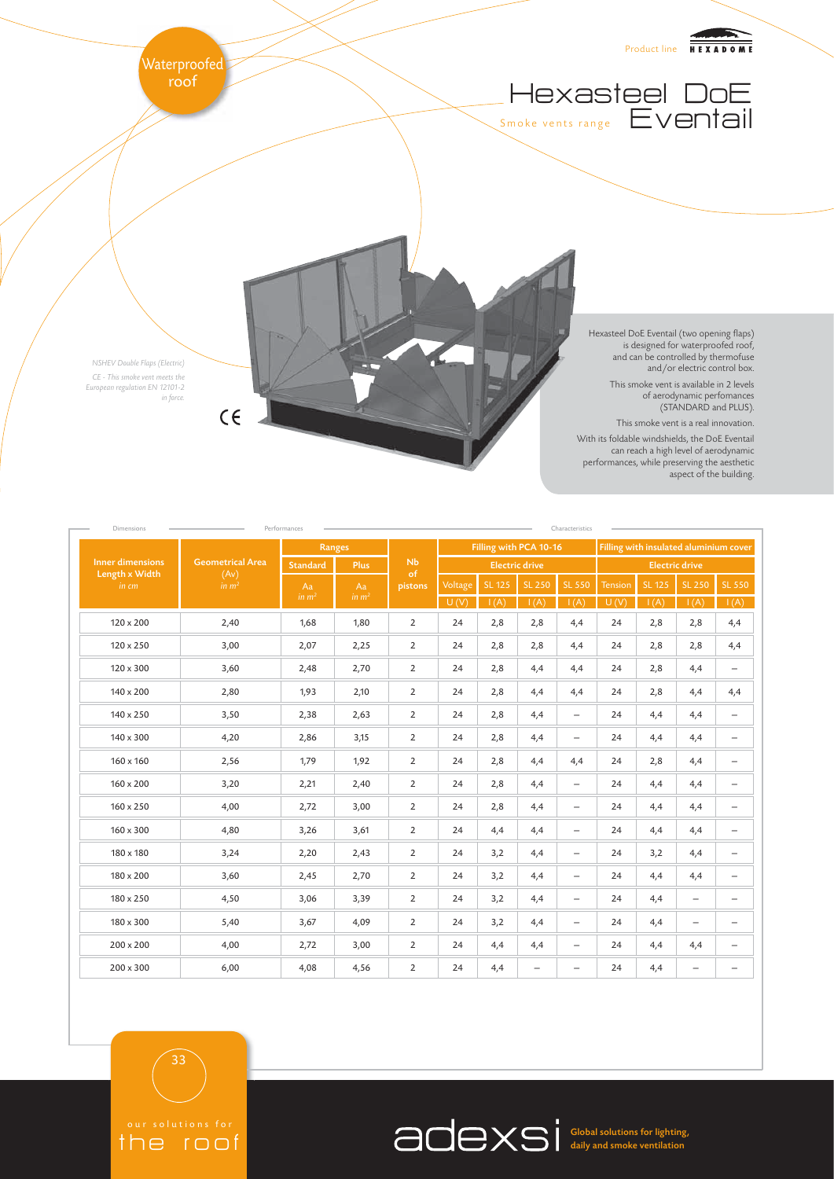Waterproofed roof

Product line HEXADOME

# Hexasteel DoE Eventail

Smoke vents range

*NSHEV Double Flaps (Electric)*

*CE - This smoke vent meets the European regulation EN 12101-2 in force.*

CE

Hexasteel DoE Eventail (two opening flaps) is designed for waterproofed roof, and can be controlled by thermofuse and/or electric control box.

This smoke vent is available in 2 levels of aerodynamic perfomances (STANDARD and PLUS).

This smoke vent is a real innovation.

With its foldable windshields, the DoE Eventail can reach a high level of aerodynamic performances, while preserving the aesthetic aspect of the building.

| Dimensions | | Performances | | | Characteristics | | | | | | | |
|---|---|---|---|---|---|---|---|---|---|---|---|---|
| **Inner dimensions Length x Width** *in cm* | **Geometrical Area (Av)** *in m²* | **Ranges** | | **Nb of pistons** | **Filling with PCA 10-16** | | | | **Filling with insulated aluminium cover** | | | |
| | | **Standard** | **Plus** | | **Electric drive** | | | | **Electric drive** | | | |
| | | Aa *in m²* | Aa *in m²* | | Voltage U (V) | SL 125 I (A) | SL 250 I (A) | SL 550 I (A) | Tension U (V) | SL 125 I (A) | SL 250 I (A) | SL 550 I (A) |
| 120 x 200 | 2,40 | 1,68 | 1,80 | 2 | 24 | 2,8 | 2,8 | 4,4 | 24 | 2,8 | 2,8 | 4,4 |
| 120 x 250 | 3,00 | 2,07 | 2,25 | 2 | 24 | 2,8 | 2,8 | 4,4 | 24 | 2,8 | 2,8 | 4,4 |
| 120 x 300 | 3,60 | 2,48 | 2,70 | 2 | 24 | 2,8 | 4,4 | 4,4 | 24 | 2,8 | 4,4 | – |
| 140 x 200 | 2,80 | 1,93 | 2,10 | 2 | 24 | 2,8 | 4,4 | 4,4 | 24 | 2,8 | 4,4 | 4,4 |
| 140 x 250 | 3,50 | 2,38 | 2,63 | 2 | 24 | 2,8 | 4,4 | – | 24 | 4,4 | 4,4 | – |
| 140 x 300 | 4,20 | 2,86 | 3,15 | 2 | 24 | 2,8 | 4,4 | – | 24 | 4,4 | 4,4 | – |
| 160 x 160 | 2,56 | 1,79 | 1,92 | 2 | 24 | 2,8 | 4,4 | 4,4 | 24 | 2,8 | 4,4 | – |
| 160 x 200 | 3,20 | 2,21 | 2,40 | 2 | 24 | 2,8 | 4,4 | – | 24 | 4,4 | 4,4 | – |
| 160 x 250 | 4,00 | 2,72 | 3,00 | 2 | 24 | 2,8 | 4,4 | – | 24 | 4,4 | 4,4 | – |
| 160 x 300 | 4,80 | 3,26 | 3,61 | 2 | 24 | 4,4 | 4,4 | – | 24 | 4,4 | 4,4 | – |
| 180 x 180 | 3,24 | 2,20 | 2,43 | 2 | 24 | 3,2 | 4,4 | – | 24 | 3,2 | 4,4 | – |
| 180 x 200 | 3,60 | 2,45 | 2,70 | 2 | 24 | 3,2 | 4,4 | – | 24 | 4,4 | 4,4 | – |
| 180 x 250 | 4,50 | 3,06 | 3,39 | 2 | 24 | 3,2 | 4,4 | – | 24 | 4,4 | – | – |
| 180 x 300 | 5,40 | 3,67 | 4,09 | 2 | 24 | 3,2 | 4,4 | – | 24 | 4,4 | – | – |
| 200 x 200 | 4,00 | 2,72 | 3,00 | 2 | 24 | 4,4 | 4,4 | – | 24 | 4,4 | 4,4 | – |
| 200 x 300 | 6,00 | 4,08 | 4,56 | 2 | 24 | 4,4 | – | – | 24 | 4,4 | – | – |

our solutions for the roof

adexsi Global solutions for lighting, daily and smoke ventilation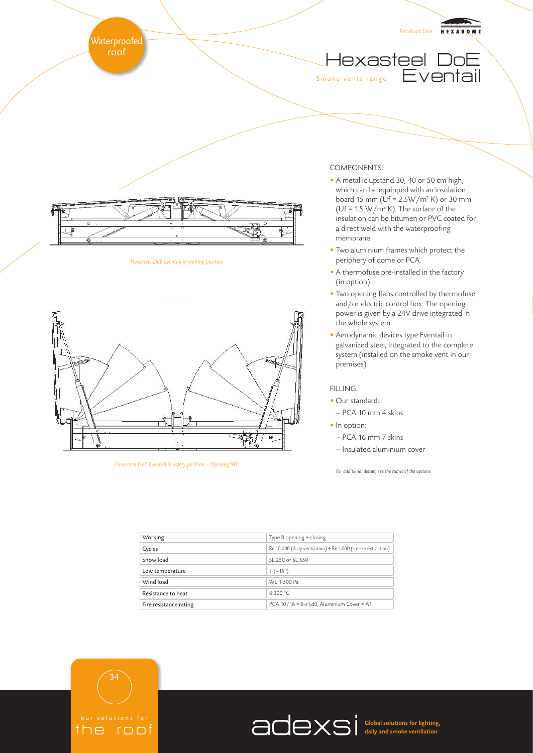Waterproofed roof

Product line HEXADOME

# Hexasteel DoE Eventail

Smoke vents range

*Hexasteel DoE Eventail in waiting position*

*Hexasteel DoE Eventail in safety position – Opening 90°*

COMPONENTS:

- A metallic upstand 30, 40 or 50 cm high, which can be equipped with an insulation board 15 mm (Uf = 2.5W/m² K) or 30 mm (Uf = 1.5 W/m² K). The surface of the insulation can be bitumen or PVC coated for a direct weld with the waterproofing membrane.
- Two aluminium frames which protect the periphery of dome or PCA.
- A thermofuse pre-installed in the factory (in option).
- Two opening flaps controlled by thermofuse and/or electric control box. The opening power is given by a 24V drive integrated in the whole system.
- Aerodynamic devices type Eventail in galvanized steel, integrated to the complete system (installed on the smoke vent in our premises).

FILLING:

- Our standard:
  - PCA 10 mm 4 skins
- In option:
  - PCA 16 mm 7 skins
  - Insulated aluminium cover

*For additional details, see the rubric of the options.*

| | |
|---|---|
| Working | Type B opening + closing |
| Cycles | Re 10,000 (daily ventilation) + Re 1,000 (smoke extraction) |
| Snow load | SL 250 or SL 550 |
| Low temperature | T (−15°) |
| Wind load | WL 1 500 Pa |
| Resistance to heat | B 300 °C |
| Fire resistance rating | PCA 10/16 = B-s1,d0, Aluminium Cover = A1 |

our solutions for the roof

adexsi Global solutions for lighting, daily and smoke ventilation